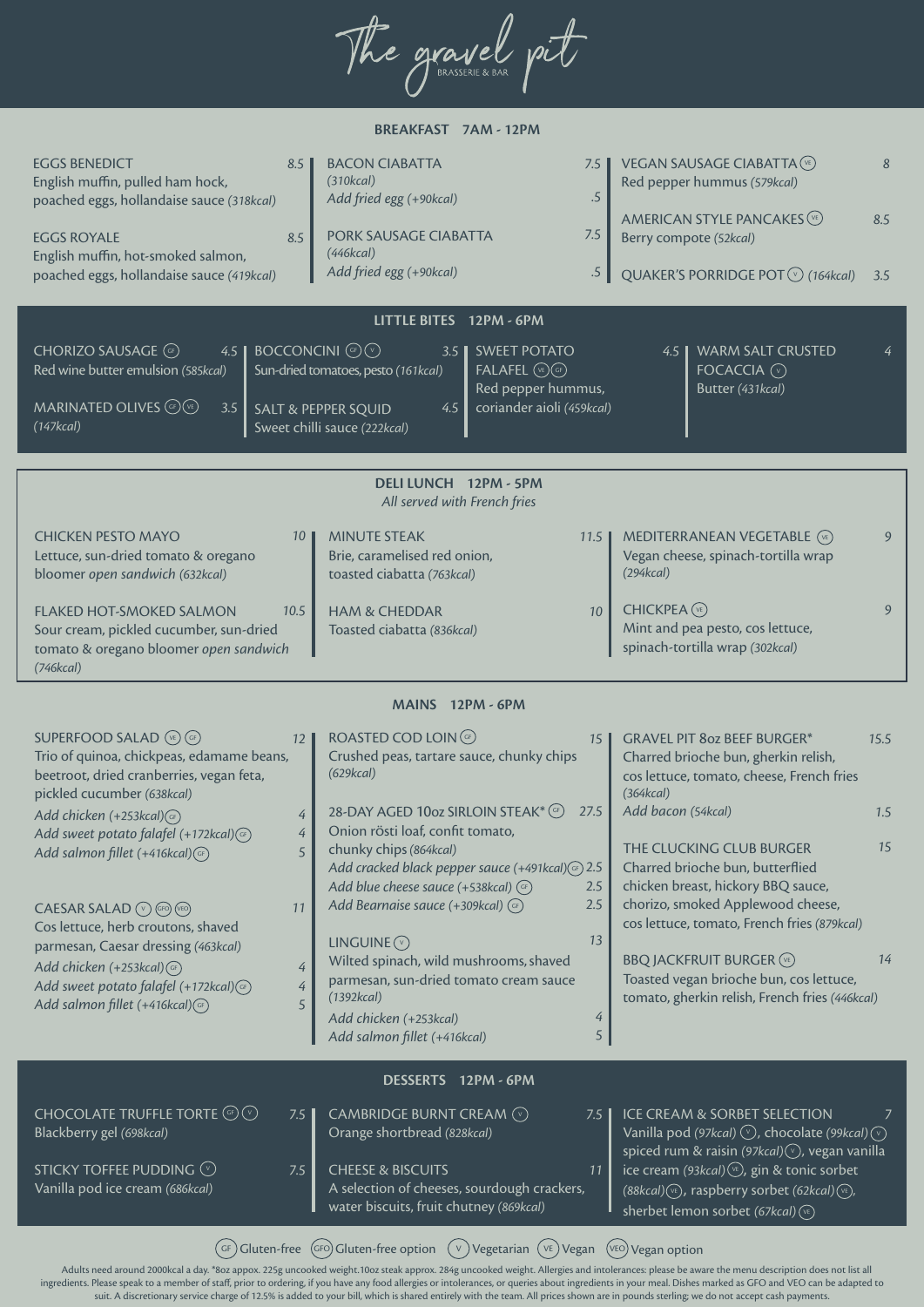# The gravel pit

BRASSERIE & BAR

## BREAKFAST 7AM - 12PM

**EGGS BENEDICT** 8.5
English muffin, pulled ham hock, poached eggs, hollandaise sauce *(318kcal)*

**EGGS ROYALE** 8.5
English muffin, hot-smoked salmon, poached eggs, hollandaise sauce *(419kcal)*

**BACON CIABATTA** 7.5
*(310kcal)*
*Add fried egg (+90kcal)* .5

**PORK SAUSAGE CIABATTA** 7.5
*(446kcal)*
*Add fried egg (+90kcal)* .5

**VEGAN SAUSAGE CIABATTA** (VE) 8
Red pepper hummus *(579kcal)*

**AMERICAN STYLE PANCAKES** (VE) 8.5
Berry compote *(52kcal)*

**QUAKER'S PORRIDGE POT** (V) *(164kcal)* 3.5

## LITTLE BITES 12PM - 6PM

**CHORIZO SAUSAGE** (GF) 4.5
Red wine butter emulsion *(585kcal)*

**MARINATED OLIVES** (GF) (VE) 3.5
*(147kcal)*

**BOCCONCINI** (GF) (V) 3.5
Sun-dried tomatoes, pesto *(161kcal)*

**SALT & PEPPER SQUID** 4.5
Sweet chilli sauce *(222kcal)*

**SWEET POTATO FALAFEL** (VE) (GF) 4.5
Red pepper hummus, coriander aioli *(459kcal)*

**WARM SALT CRUSTED FOCACCIA** (V) 4
Butter *(431kcal)*

## DELI LUNCH 12PM - 5PM

*All served with French fries*

**CHICKEN PESTO MAYO** 10
Lettuce, sun-dried tomato & oregano bloomer *open sandwich (632kcal)*

**FLAKED HOT-SMOKED SALMON** 10.5
Sour cream, pickled cucumber, sun-dried tomato & oregano bloomer *open sandwich (746kcal)*

**MINUTE STEAK** 11.5
Brie, caramelised red onion, toasted ciabatta *(763kcal)*

**HAM & CHEDDAR** 10
Toasted ciabatta *(836kcal)*

**MEDITERRANEAN VEGETABLE** (VE) 9
Vegan cheese, spinach-tortilla wrap *(294kcal)*

**CHICKPEA** (VE) 9
Mint and pea pesto, cos lettuce, spinach-tortilla wrap *(302kcal)*

## MAINS 12PM - 6PM

**SUPERFOOD SALAD** (VE) (GF) 12
Trio of quinoa, chickpeas, edamame beans, beetroot, dried cranberries, vegan feta, pickled cucumber *(638kcal)*
*Add chicken (+253kcal)* (GF) 4
*Add sweet potato falafel (+172kcal)* (GF) 4
*Add salmon fillet (+416kcal)* (GF) 5

**CAESAR SALAD** (V) (GFO) (VEO) 11
Cos lettuce, herb croutons, shaved parmesan, Caesar dressing *(463kcal)*
*Add chicken (+253kcal)* (GF) 4
*Add sweet potato falafel (+172kcal)* (GF) 4
*Add salmon fillet (+416kcal)* (GF) 5

**ROASTED COD LOIN** (GF) 15
Crushed peas, tartare sauce, chunky chips *(629kcal)*

**28-DAY AGED 10oz SIRLOIN STEAK*** (GF) 27.5
Onion rösti loaf, confit tomato, chunky chips *(864kcal)*
*Add cracked black pepper sauce (+491kcal)* (GF) 2.5
*Add blue cheese sauce (+538kcal)* (GF) 2.5
*Add Bearnaise sauce (+309kcal)* (GF) 2.5

**LINGUINE** (V) 13
Wilted spinach, wild mushrooms, shaved parmesan, sun-dried tomato cream sauce *(1392kcal)*
*Add chicken (+253kcal)* 4
*Add salmon fillet (+416kcal)* 5

**GRAVEL PIT 8oz BEEF BURGER*** 15.5
Charred brioche bun, gherkin relish, cos lettuce, tomato, cheese, French fries *(364kcal)*
*Add bacon (54kcal)* 1.5

**THE CLUCKING CLUB BURGER** 15
Charred brioche bun, butterflied chicken breast, hickory BBQ sauce, chorizo, smoked Applewood cheese, cos lettuce, tomato, French fries *(879kcal)*

**BBQ JACKFRUIT BURGER** (VE) 14
Toasted vegan brioche bun, cos lettuce, tomato, gherkin relish, French fries *(446kcal)*

## DESSERTS 12PM - 6PM

**CHOCOLATE TRUFFLE TORTE** (GF) (V) 7.5
Blackberry gel *(698kcal)*

**STICKY TOFFEE PUDDING** (V) 7.5
Vanilla pod ice cream *(686kcal)*

**CAMBRIDGE BURNT CREAM** (V) 7.5
Orange shortbread *(828kcal)*

**CHEESE & BISCUITS** 11
A selection of cheeses, sourdough crackers, water biscuits, fruit chutney *(869kcal)*

**ICE CREAM & SORBET SELECTION** 7
Vanilla pod *(97kcal)* (V), chocolate *(99kcal)* (V), spiced rum & raisin *(97kcal)* (V), vegan vanilla ice cream *(93kcal)* (VE), gin & tonic sorbet *(88kcal)* (VE), raspberry sorbet *(62kcal)* (VE), sherbet lemon sorbet *(67kcal)* (VE)

(GF) Gluten-free (GFO) Gluten-free option (V) Vegetarian (VE) Vegan (VEO) Vegan option

Adults need around 2000kcal a day. *8oz appox. 225g uncooked weight. 10oz steak approx. 284g uncooked weight. Allergies and intolerances: please be aware the menu description does not list all ingredients. Please speak to a member of staff, prior to ordering, if you have any food allergies or intolerances, or queries about ingredients in your meal. Dishes marked as GFO and VEO can be adapted to suit. A discretionary service charge of 12.5% is added to your bill, which is shared entirely with the team. All prices shown are in pounds sterling; we do not accept cash payments.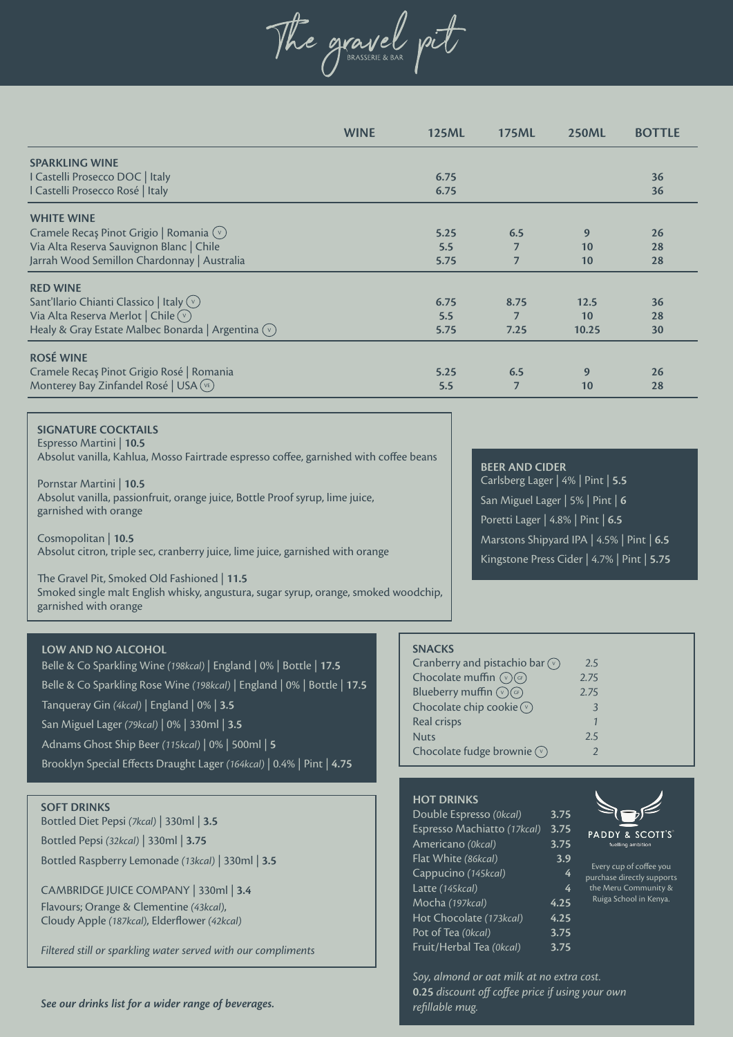# The gravel pit

BRASSERIE & BAR

| WINE | 125ML | 175ML | 250ML | BOTTLE |
|---|---|---|---|---|
| **SPARKLING WINE** | | | | |
| I Castelli Prosecco DOC \| Italy | 6.75 | | | 36 |
| I Castelli Prosecco Rosé \| Italy | 6.75 | | | 36 |
| **WHITE WINE** | | | | |
| Cramele Recaş Pinot Grigio \| Romania (V) | 5.25 | 6.5 | 9 | 26 |
| Via Alta Reserva Sauvignon Blanc \| Chile | 5.5 | 7 | 10 | 28 |
| Jarrah Wood Semillon Chardonnay \| Australia | 5.75 | 7 | 10 | 28 |
| **RED WINE** | | | | |
| Sant'Ilario Chianti Classico \| Italy (V) | 6.75 | 8.75 | 12.5 | 36 |
| Via Alta Reserva Merlot \| Chile (V) | 5.5 | 7 | 10 | 28 |
| Healy & Gray Estate Malbec Bonarda \| Argentina (V) | 5.75 | 7.25 | 10.25 | 30 |
| **ROSÉ WINE** | | | | |
| Cramele Recaş Pinot Grigio Rosé \| Romania | 5.25 | 6.5 | 9 | 26 |
| Monterey Bay Zinfandel Rosé \| USA (VE) | 5.5 | 7 | 10 | 28 |

## SIGNATURE COCKTAILS

Espresso Martini | **10.5**
Absolut vanilla, Kahlua, Mosso Fairtrade espresso coffee, garnished with coffee beans

Pornstar Martini | **10.5**
Absolut vanilla, passionfruit, orange juice, Bottle Proof syrup, lime juice, garnished with orange

Cosmopolitan | **10.5**
Absolut citron, triple sec, cranberry juice, lime juice, garnished with orange

The Gravel Pit, Smoked Old Fashioned | **11.5**
Smoked single malt English whisky, angustura, sugar syrup, orange, smoked woodchip, garnished with orange

## BEER AND CIDER

Carlsberg Lager | 4% | Pint | **5.5**

San Miguel Lager | 5% | Pint | **6**

Poretti Lager | 4.8% | Pint | **6.5**

Marstons Shipyard IPA | 4.5% | Pint | **6.5**

Kingstone Press Cider | 4.7% | Pint | **5.75**

## LOW AND NO ALCOHOL

Belle & Co Sparkling Wine *(198kcal)* | England | 0% | Bottle | **17.5**

Belle & Co Sparkling Rose Wine *(198kcal)* | England | 0% | Bottle | **17.5**

Tanqueray Gin *(4kcal)* | England | 0% | **3.5**

San Miguel Lager *(79kcal)* | 0% | 330ml | **3.5**

Adnams Ghost Ship Beer *(115kcal)* | 0% | 500ml | **5**

Brooklyn Special Effects Draught Lager *(164kcal)* | 0.4% | Pint | **4.75**

## SNACKS

| | |
|---|---|
| Cranberry and pistachio bar (V) | 2.5 |
| Chocolate muffin (V) (GF) | 2.75 |
| Blueberry muffin (V) (GF) | 2.75 |
| Chocolate chip cookie (V) | 3 |
| Real crisps | 1 |
| Nuts | 2.5 |
| Chocolate fudge brownie (V) | 2 |

## SOFT DRINKS

Bottled Diet Pepsi *(7kcal)* | 330ml | **3.5**

Bottled Pepsi *(32kcal)* | 330ml | **3.75**

Bottled Raspberry Lemonade *(13kcal)* | 330ml | **3.5**

CAMBRIDGE JUICE COMPANY | 330ml | **3.4**
Flavours; Orange & Clementine *(43kcal)*, Cloudy Apple *(187kcal)*, Elderflower *(42kcal)*

*Filtered still or sparkling water served with our compliments*

## HOT DRINKS

| | |
|---|---|
| Double Espresso *(0kcal)* | 3.75 |
| Espresso Machiatto *(17kcal)* | 3.75 |
| Americano *(0kcal)* | 3.75 |
| Flat White *(86kcal)* | 3.9 |
| Cappucino *(145kcal)* | 4 |
| Latte *(145kcal)* | 4 |
| Mocha *(197kcal)* | 4.25 |
| Hot Chocolate *(173kcal)* | 4.25 |
| Pot of Tea *(0kcal)* | 3.75 |
| Fruit/Herbal Tea *(0kcal)* | 3.75 |

PADDY & SCOTT'S
fuelling ambition

Every cup of coffee you purchase directly supports the Meru Community & Ruiga School in Kenya.

*Soy, almond or oat milk at no extra cost.*
**0.25** *discount off coffee price if using your own refillable mug.*

***See our drinks list for a wider range of beverages.***